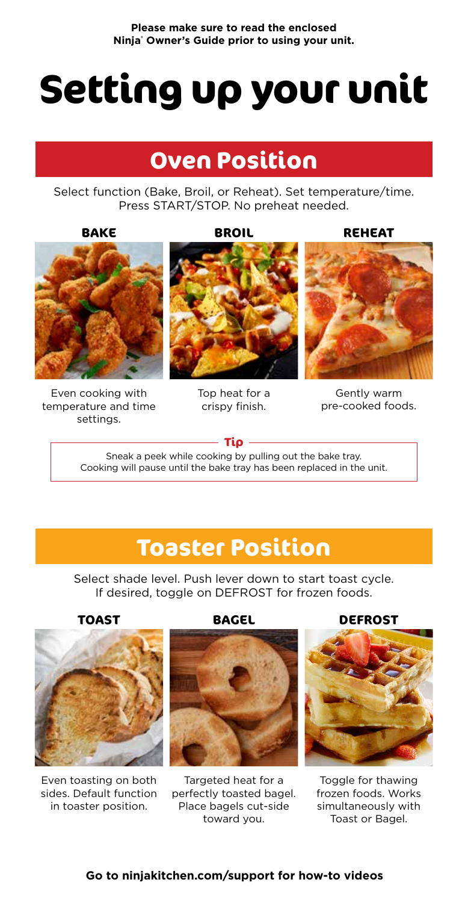**Please make sure to read the enclosed Ninja® Owner's Guide prior to using your unit.**

# Setting up your unit

## Oven Position

Select function (Bake, Broil, or Reheat). Set temperature/time. Press START/STOP. No preheat needed.

### BAKE

Even cooking with temperature and time settings.

### BROIL

Top heat for a crispy finish.

### REHEAT

Gently warm pre-cooked foods.

**Tip**

Sneak a peek while cooking by pulling out the bake tray. Cooking will pause until the bake tray has been replaced in the unit.

## Toaster Position

Select shade level. Push lever down to start toast cycle. If desired, toggle on DEFROST for frozen foods.

### TOAST

Even toasting on both sides. Default function in toaster position.

### BAGEL

Targeted heat for a perfectly toasted bagel. Place bagels cut-side toward you.

### DEFROST

Toggle for thawing frozen foods. Works simultaneously with Toast or Bagel.

**Go to ninjakitchen.com/support for how-to videos**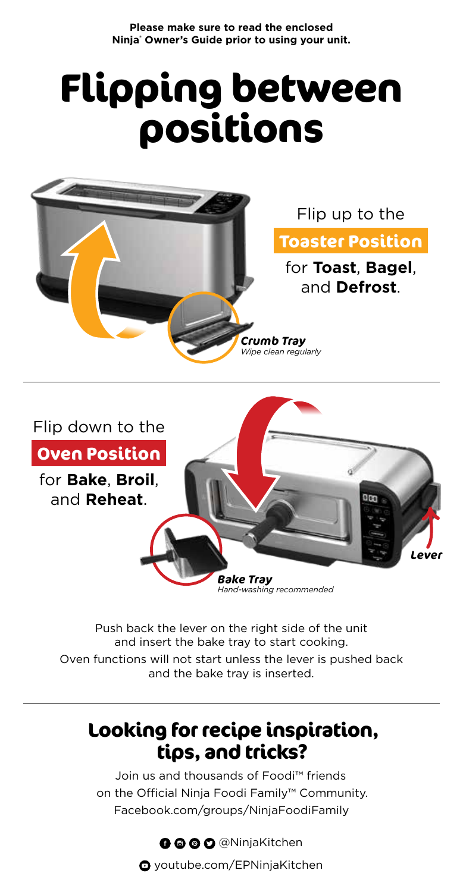**Please make sure to read the enclosed Ninja® Owner's Guide prior to using your unit.**

# Flipping between positions

Flip up to the

**Toaster Position**

for **Toast**, **Bagel**, and **Defrost**.

***Crumb Tray***
*Wipe clean regularly*

Flip down to the

**Oven Position**

for **Bake**, **Broil**, and **Reheat**.

***Lever***

***Bake Tray***
*Hand-washing recommended*

Push back the lever on the right side of the unit and insert the bake tray to start cooking.

Oven functions will not start unless the lever is pushed back and the bake tray is inserted.

## Looking for recipe inspiration, tips, and tricks?

Join us and thousands of Foodi™ friends on the Official Ninja Foodi Family™ Community.
Facebook.com/groups/NinjaFoodiFamily

@NinjaKitchen

youtube.com/EPNinjaKitchen